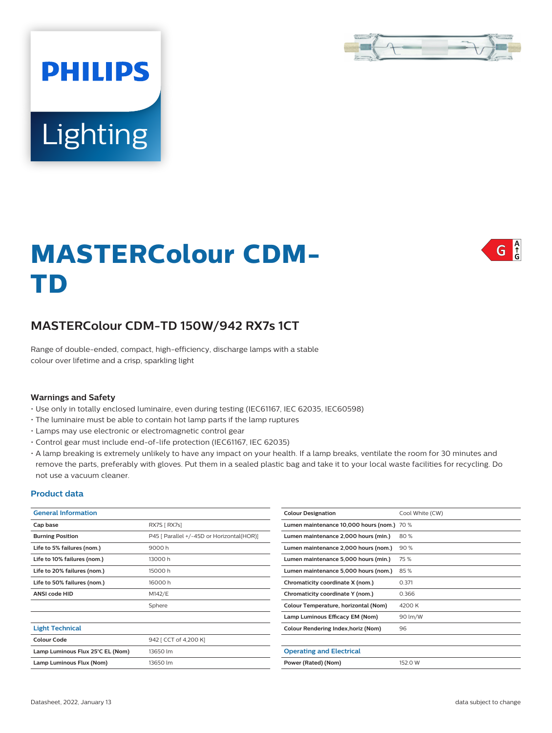PHILIPS

Lighting

# MASTERColour CDM-TD

G A↑G

## MASTERColour CDM-TD 150W/942 RX7s 1CT

Range of double-ended, compact, high-efficiency, discharge lamps with a stable colour over lifetime and a crisp, sparkling light

### Warnings and Safety

- Use only in totally enclosed luminaire, even during testing (IEC61167, IEC 62035, IEC60598)
- The luminaire must be able to contain hot lamp parts if the lamp ruptures
- Lamps may use electronic or electromagnetic control gear
- Control gear must include end-of-life protection (IEC61167, IEC 62035)
- A lamp breaking is extremely unlikely to have any impact on your health. If a lamp breaks, ventilate the room for 30 minutes and remove the parts, preferably with gloves. Put them in a sealed plastic bag and take it to your local waste facilities for recycling. Do not use a vacuum cleaner.

### Product data

| General Information | |
|---|---|
| Cap base | RX7S [ RX7s] |
| Burning Position | P45 [ Parallel +/-45D or Horizontal(HOR)] |
| Life to 5% failures (nom.) | 9000 h |
| Life to 10% failures (nom.) | 13000 h |
| Life to 20% failures (nom.) | 15000 h |
| Life to 50% failures (nom.) | 16000 h |
| ANSI code HID | M142/E |
| | Sphere |

| Light Technical | |
|---|---|
| Colour Code | 942 [ CCT of 4,200 K] |
| Lamp Luminous Flux 25°C EL (Nom) | 13650 lm |
| Lamp Luminous Flux (Nom) | 13650 lm |
| Colour Designation | Cool White (CW) |
| Lumen maintenance 10,000 hours (nom.) | 70 % |
| Lumen maintenance 2,000 hours (min.) | 80 % |
| Lumen maintenance 2,000 hours (nom.) | 90 % |
| Lumen maintenance 5,000 hours (min.) | 75 % |
| Lumen maintenance 5,000 hours (nom.) | 85 % |
| Chromaticity coordinate X (nom.) | 0.371 |
| Chromaticity coordinate Y (nom.) | 0.366 |
| Colour Temperature, horizontal (Nom) | 4200 K |
| Lamp Luminous Efficacy EM (Nom) | 90 lm/W |
| Colour Rendering Index,horiz (Nom) | 96 |

| Operating and Electrical | |
|---|---|
| Power (Rated) (Nom) | 152.0 W |

Datasheet, 2022, January 13

data subject to change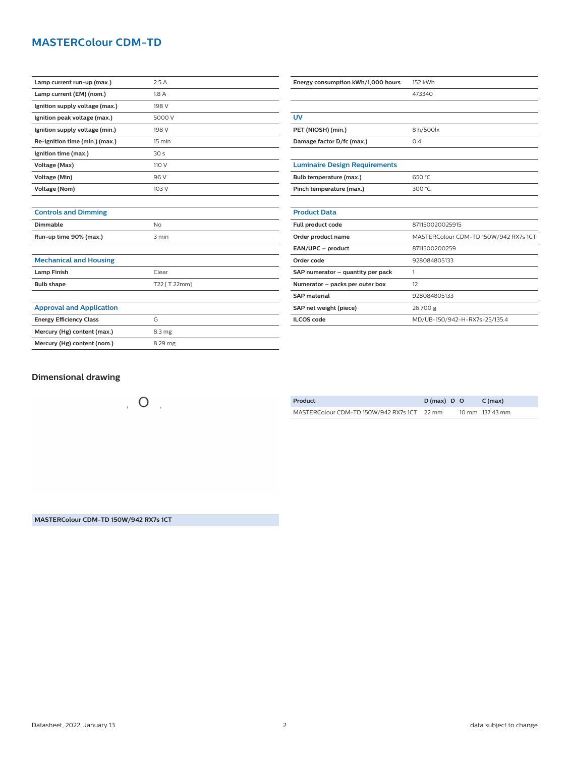# MASTERColour CDM-TD

| | |
|---|---|
| **Lamp current run-up (max.)** | 2.5 A |
| **Lamp current (EM) (nom.)** | 1.8 A |
| **Ignition supply voltage (max.)** | 198 V |
| **Ignition peak voltage (max.)** | 5000 V |
| **Ignition supply voltage (min.)** | 198 V |
| **Re-ignition time (min.) (max.)** | 15 min |
| **Ignition time (max.)** | 30 s |
| **Voltage (Max)** | 110 V |
| **Voltage (Min)** | 96 V |
| **Voltage (Nom)** | 103 V |

### Controls and Dimming

| | |
|---|---|
| **Dimmable** | No |
| **Run-up time 90% (max.)** | 3 min |

### Mechanical and Housing

| | |
|---|---|
| **Lamp Finish** | Clear |
| **Bulb shape** | T22 [ T 22mm] |

### Approval and Application

| | |
|---|---|
| **Energy Efficiency Class** | G |
| **Mercury (Hg) content (max.)** | 8.3 mg |
| **Mercury (Hg) content (nom.)** | 8.29 mg |

| | |
|---|---|
| **Energy consumption kWh/1,000 hours** | 152 kWh |
| | 473340 |

### UV

| | |
|---|---|
| **PET (NIOSH) (min.)** | 8 h/500lx |
| **Damage factor D/fc (max.)** | 0.4 |

### Luminaire Design Requirements

| | |
|---|---|
| **Bulb temperature (max.)** | 650 °C |
| **Pinch temperature (max.)** | 300 °C |

### Product Data

| | |
|---|---|
| **Full product code** | 871150020025915 |
| **Order product name** | MASTERColour CDM-TD 150W/942 RX7s 1CT |
| **EAN/UPC – product** | 8711500200259 |
| **Order code** | 928084805133 |
| **SAP numerator – quantity per pack** | 1 |
| **Numerator – packs per outer box** | 12 |
| **SAP material** | 928084805133 |
| **SAP net weight (piece)** | 26.700 g |
| **ILCOS code** | MD/UB-150/942-H-RX7s-25/135.4 |

## Dimensional drawing

**MASTERColour CDM-TD 150W/942 RX7s 1CT**

| Product | D (max) | D | O | C (max) |
|---|---|---|---|---|
| MASTERColour CDM-TD 150W/942 RX7s 1CT | 22 mm | | 10 mm | 137.43 mm |

Datasheet, 2022, January 13

data subject to change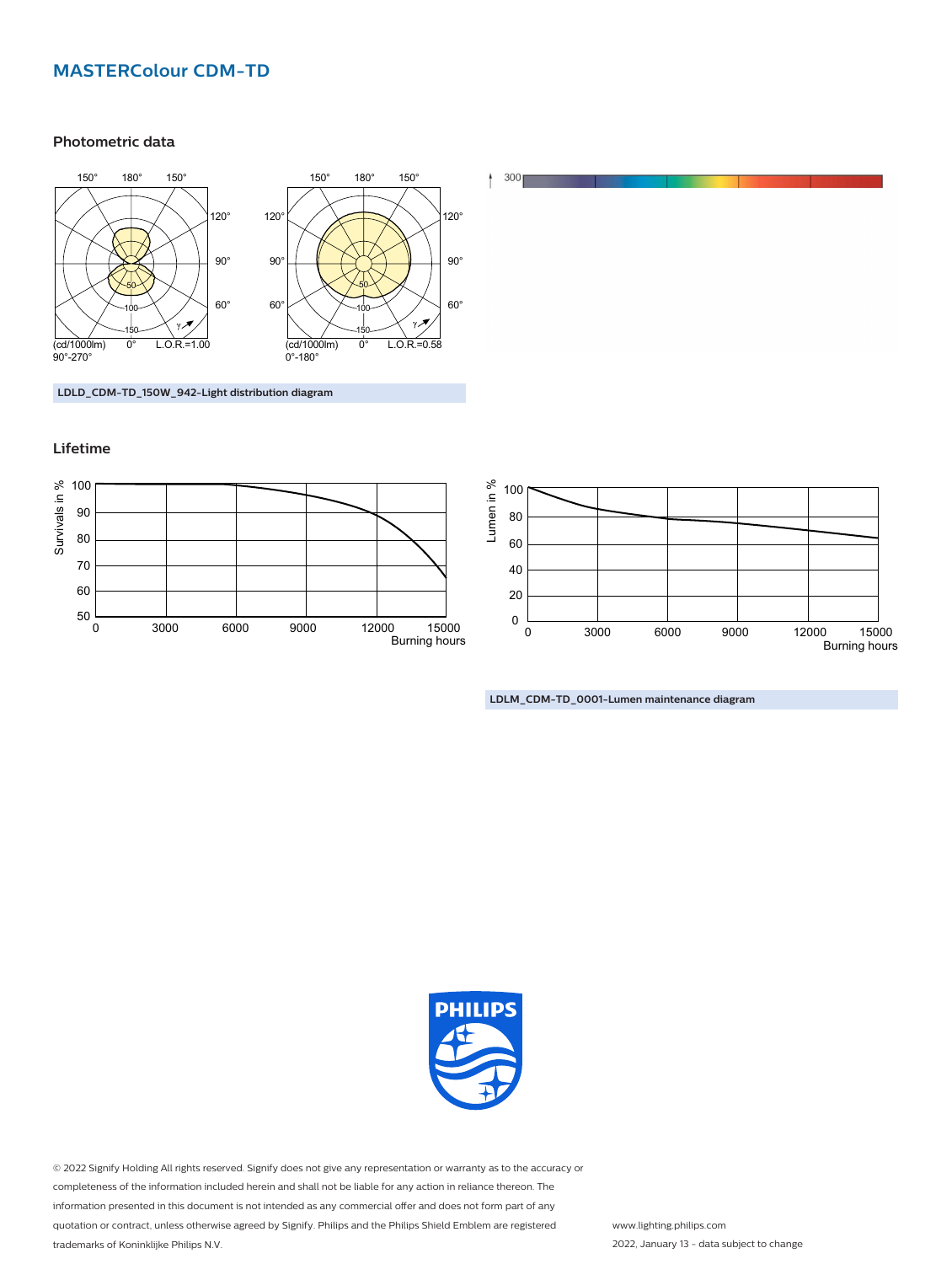## MASTERColour CDM-TD

### Photometric data

150° 180° 150°
120°
90°
60°
50
100
150
(cd/1000lm) 0° L.O.R.=1.00
90°-270°

150° 180° 150°
120° 120°
90° 90°
60° 60°
50
100
150
(cd/1000lm) 0° L.O.R.=0.58
0°-180°

300

LDLD_CDM-TD_150W_942-Light distribution diagram

### Lifetime

Survivals in %
100
90
80
70
60
50
0 3000 6000 9000 12000 15000
Burning hours

Lumen in %
100
80
60
40
20
0
0 3000 6000 9000 12000 15000
Burning hours

LDLM_CDM-TD_0001-Lumen maintenance diagram

© 2022 Signify Holding All rights reserved. Signify does not give any representation or warranty as to the accuracy or completeness of the information included herein and shall not be liable for any action in reliance thereon. The information presented in this document is not intended as any commercial offer and does not form part of any quotation or contract, unless otherwise agreed by Signify. Philips and the Philips Shield Emblem are registered trademarks of Koninklijke Philips N.V.

www.lighting.philips.com
2022, January 13 - data subject to change